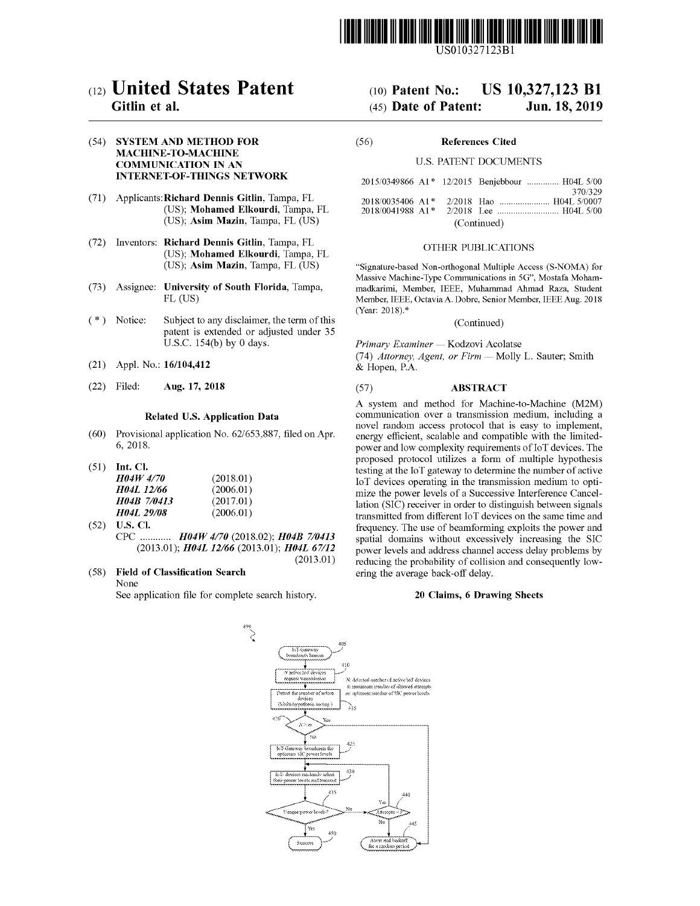US010327123B1

# (12) United States Patent
**Gitlin et al.**

**(10) Patent No.: US 10,327,123 B1**
**(45) Date of Patent: Jun. 18, 2019**

**(54) SYSTEM AND METHOD FOR MACHINE-TO-MACHINE COMMUNICATION IN AN INTERNET-OF-THINGS NETWORK**

(71) Applicants: **Richard Dennis Gitlin**, Tampa, FL (US); **Mohamed Elkourdi**, Tampa, FL (US); **Asim Mazin**, Tampa, FL (US)

(72) Inventors: **Richard Dennis Gitlin**, Tampa, FL (US); **Mohamed Elkourdi**, Tampa, FL (US); **Asim Mazin**, Tampa, FL (US)

(73) Assignee: **University of South Florida**, Tampa, FL (US)

( * ) Notice: Subject to any disclaimer, the term of this patent is extended or adjusted under 35 U.S.C. 154(b) by 0 days.

(21) Appl. No.: **16/104,412**

(22) Filed: **Aug. 17, 2018**

**Related U.S. Application Data**

(60) Provisional application No. 62/653,887, filed on Apr. 6, 2018.

(51) **Int. Cl.**

| | |
|---|---|
| *H04W 4/70* | (2018.01) |
| *H04L 12/66* | (2006.01) |
| *H04B 7/0413* | (2017.01) |
| *H04L 29/08* | (2006.01) |

(52) **U.S. Cl.**
CPC ............ ***H04W 4/70*** (2018.02); ***H04B 7/0413*** (2013.01); ***H04L 12/66*** (2013.01); ***H04L 67/12*** (2013.01)

(58) **Field of Classification Search**
None
See application file for complete search history.

(56) **References Cited**

U.S. PATENT DOCUMENTS

2015/0349866 A1* 12/2015 Benjebbour .............. H04L 5/00 370/329
2018/0035406 A1* 2/2018 Hao ...................... H04L 5/0007
2018/0041988 A1* 2/2018 Lee ........................ H04L 5/00
(Continued)

OTHER PUBLICATIONS

"Signature-based Non-orthogonal Multiple Access (S-NOMA) for Massive Machine-Type Communications in 5G", Mostafa Mohammadkarimi, Member, IEEE, Muhammad Ahmad Raza, Student Member, IEEE, Octavia A. Dobre, Senior Member, IEEE Aug. 2018 (Year: 2018).*

(Continued)

*Primary Examiner* — Kodzovi Acolatse
(74) *Attorney, Agent, or Firm* — Molly L. Sauter; Smith & Hopen, P.A.

(57) **ABSTRACT**

A system and method for Machine-to-Machine (M2M) communication over a transmission medium, including a novel random access protocol that is easy to implement, energy efficient, scalable and compatible with the limited-power and low complexity requirements of IoT devices. The proposed protocol utilizes a form of multiple hypothesis testing at the IoT gateway to determine the number of active IoT devices operating in the transmission medium to optimize the power levels of a Successive Interference Cancellation (SIC) receiver in order to distinguish between signals transmitted from different IoT devices on the same time and frequency. The use of beamforming exploits the power and spatial domains without excessively increasing the SIC power levels and address channel access delay problems by reducing the probability of collision and consequently lowering the average back-off delay.

**20 Claims, 6 Drawing Sheets**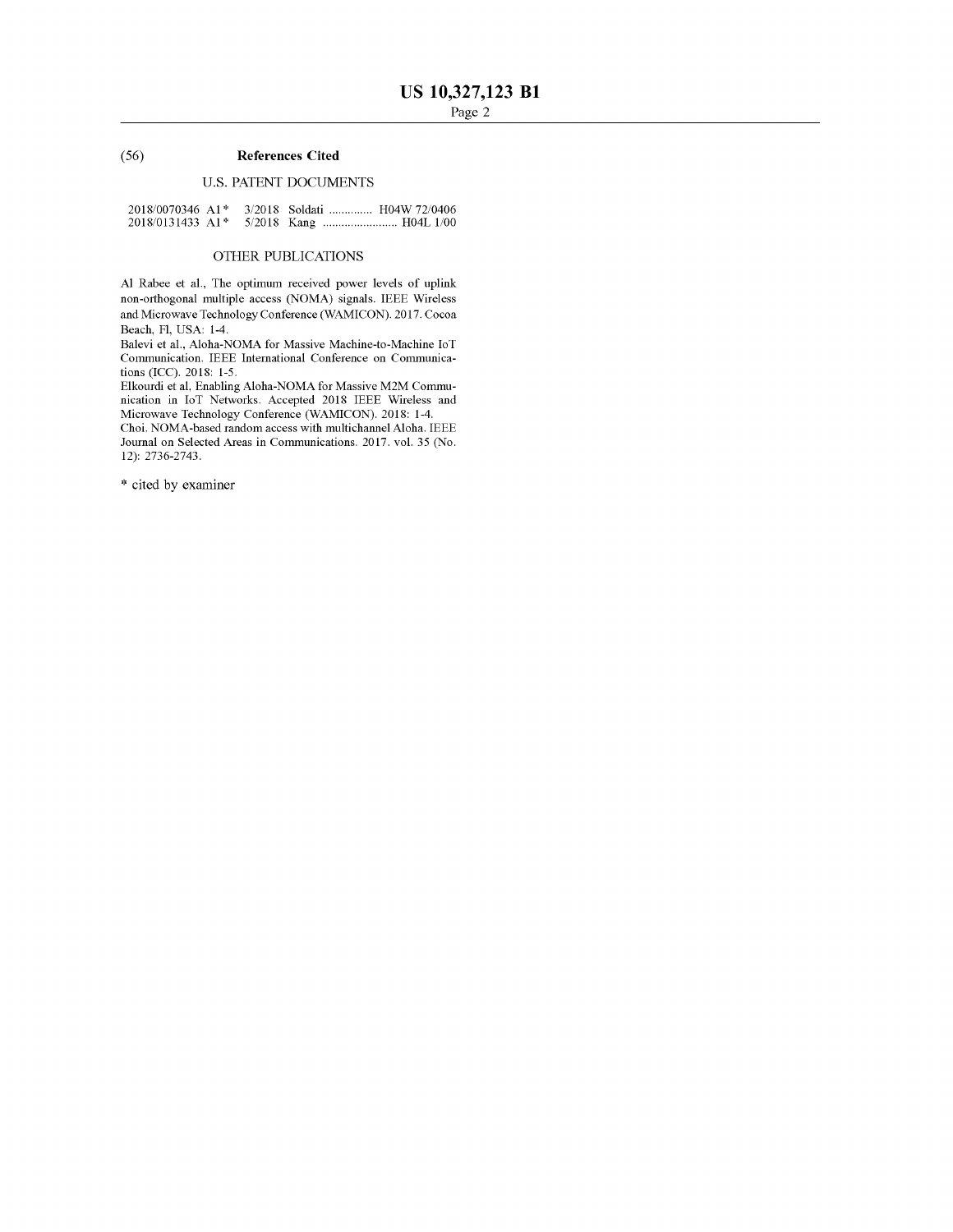(56) **References Cited**

U.S. PATENT DOCUMENTS

2018/0070346 A1* 3/2018 Soldati .............. H04W 72/0406
2018/0131433 A1* 5/2018 Kang ........................ H04L 1/00

OTHER PUBLICATIONS

Al Rabee et al., The optimum received power levels of uplink non-orthogonal multiple access (NOMA) signals. IEEE Wireless and Microwave Technology Conference (WAMICON). 2017. Cocoa Beach, Fl, USA: 1-4.

Balevi et al., Aloha-NOMA for Massive Machine-to-Machine IoT Communication. IEEE International Conference on Communications (ICC). 2018: 1-5.

Elkourdi et al, Enabling Aloha-NOMA for Massive M2M Communication in IoT Networks. Accepted 2018 IEEE Wireless and Microwave Technology Conference (WAMICON). 2018: 1-4.

Choi. NOMA-based random access with multichannel Aloha. IEEE Journal on Selected Areas in Communications. 2017. vol. 35 (No. 12): 2736-2743.

* cited by examiner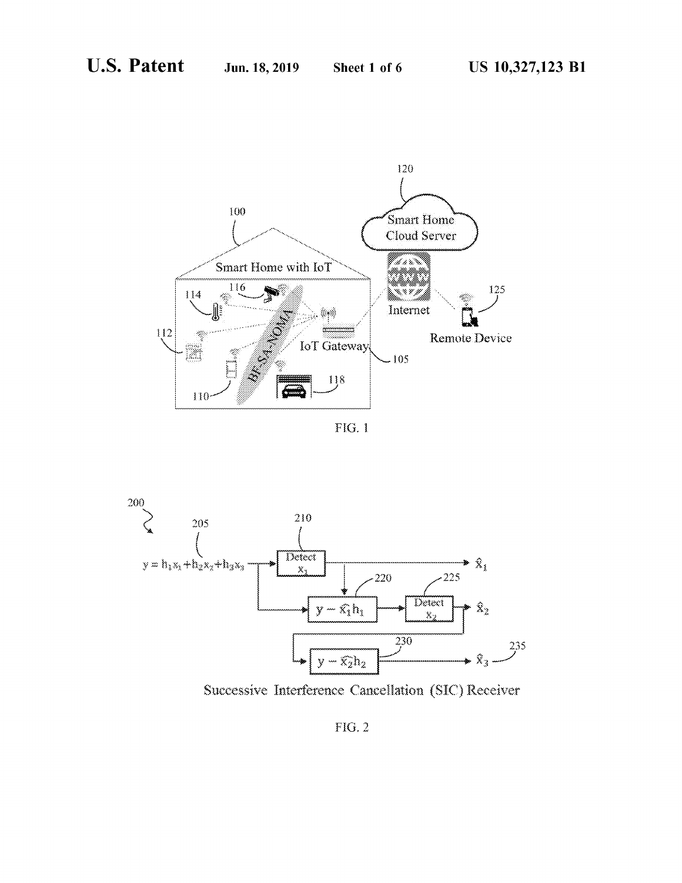FIG. 1

Successive Interference Cancellation (SIC) Receiver

FIG. 2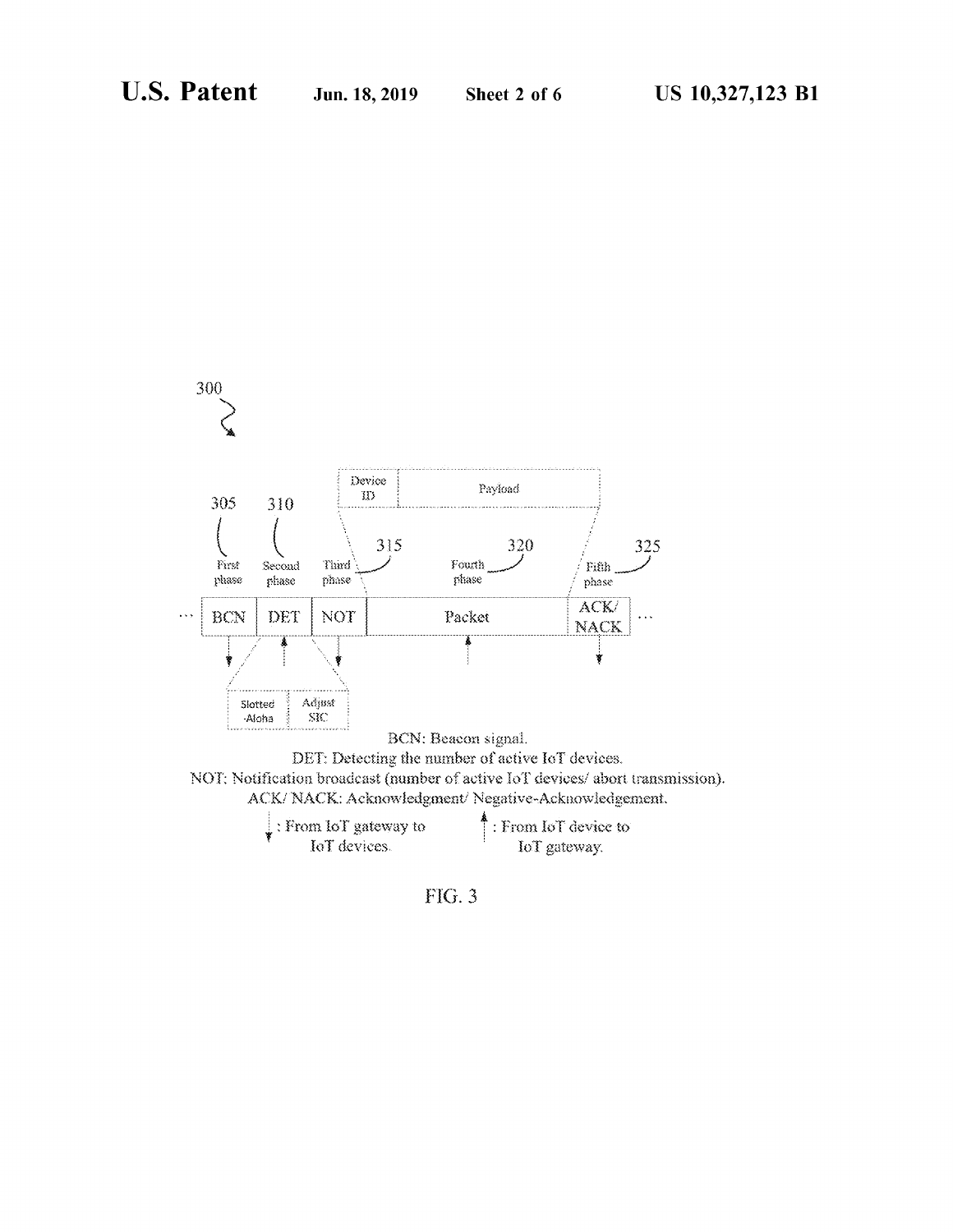300

| | | | | | | |
|---|---|---|---|---|---|---|
| ... | BCN | DET | NOT | Packet | ACK/ NACK | ... |

305 First phase

310 Second phase

315 Third phase

320 Fourth phase

325 Fifth phase

Device ID | Payload

Slotted -Aloha | Adjust SIC

BCN: Beacon signal.

DET: Detecting the number of active IoT devices.

NOT: Notification broadcast (number of active IoT devices/ abort transmission).

ACK/ NACK: Acknowledgment/ Negative-Acknowledgement.

↓ : From IoT gateway to IoT devices.

↑ : From IoT device to IoT gateway.

FIG. 3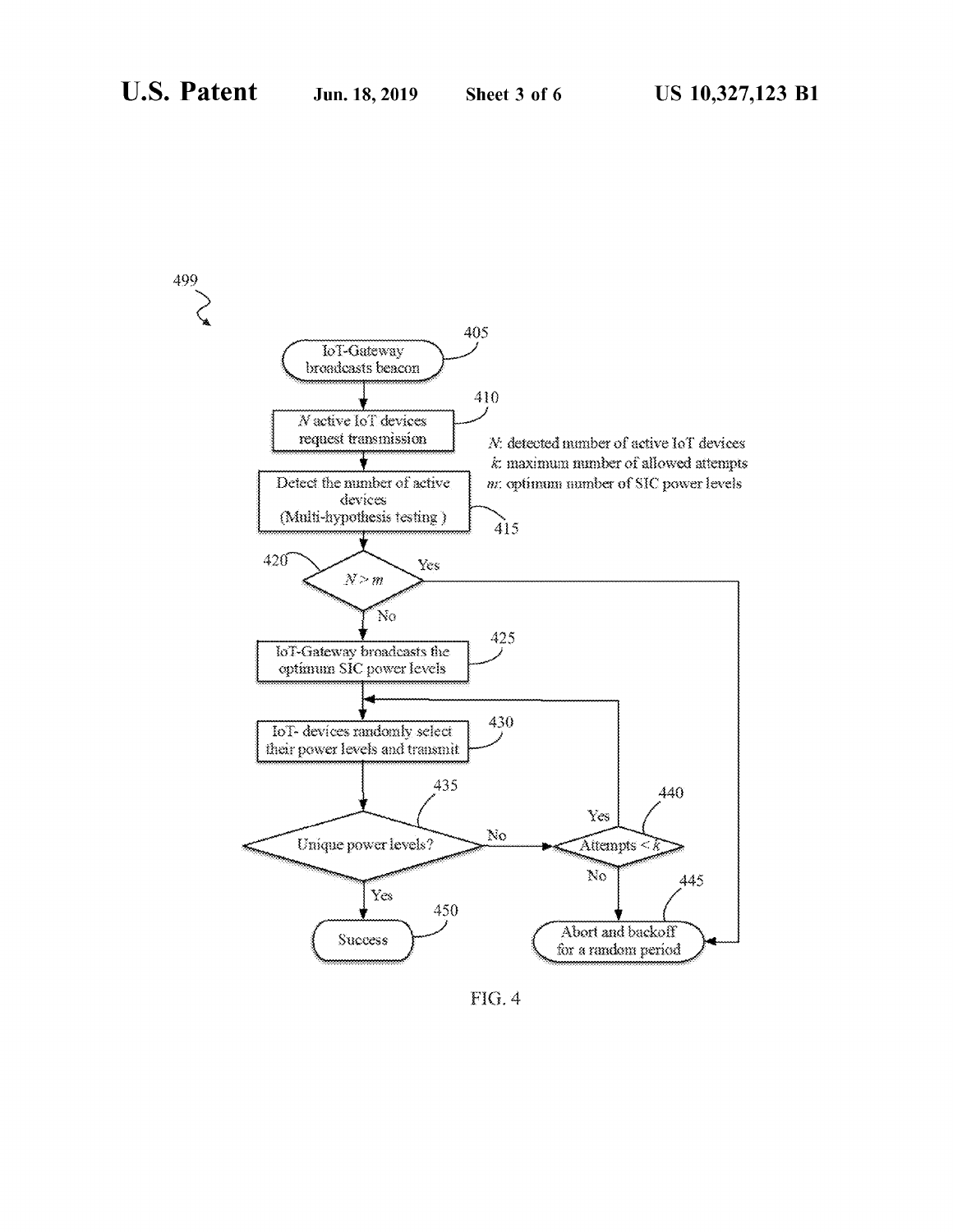499

405 IoT-Gateway broadcasts beacon

410 $N$ active IoT devices request transmission

$N$: detected number of active IoT devices
$k$: maximum number of allowed attempts
$m$: optimum number of SIC power levels

415 Detect the number of active devices (Multi-hypothesis testing )

420 $N > m$ — Yes / No

425 IoT-Gateway broadcasts the optimum SIC power levels

430 IoT- devices randomly select their power levels and transmit

435 Unique power levels? — Yes / No

440 Attempts < $k$ — Yes / No

445 Abort and backoff for a random period

450 Success

FIG. 4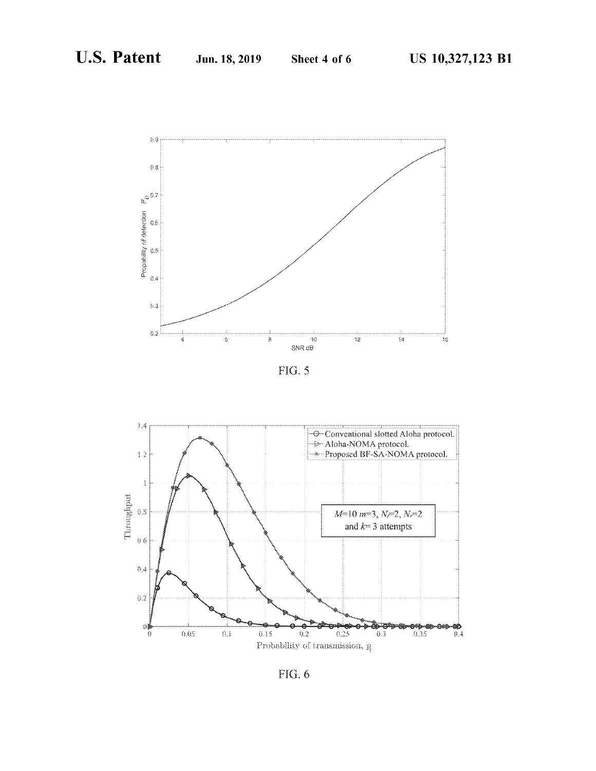FIG. 5

FIG. 6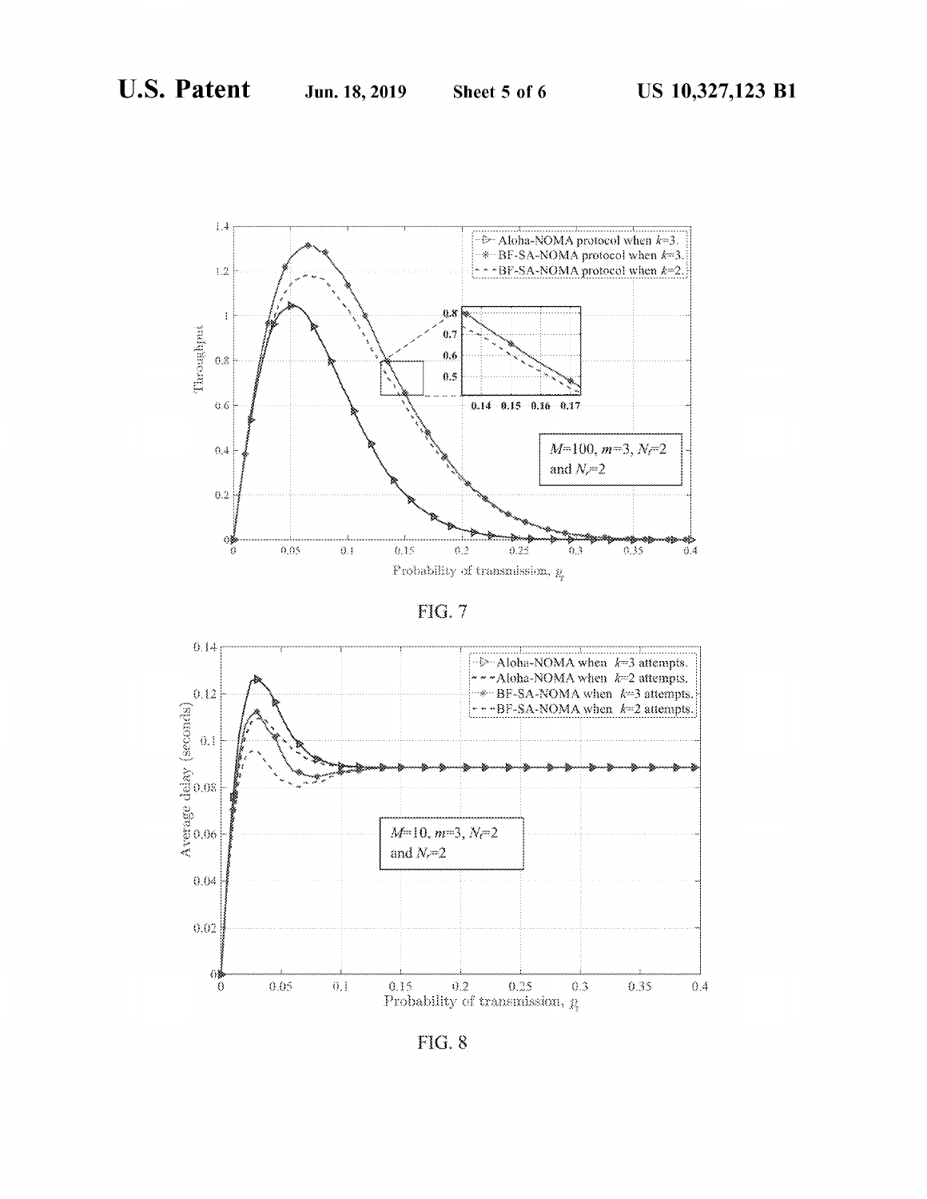FIG. 7

FIG. 8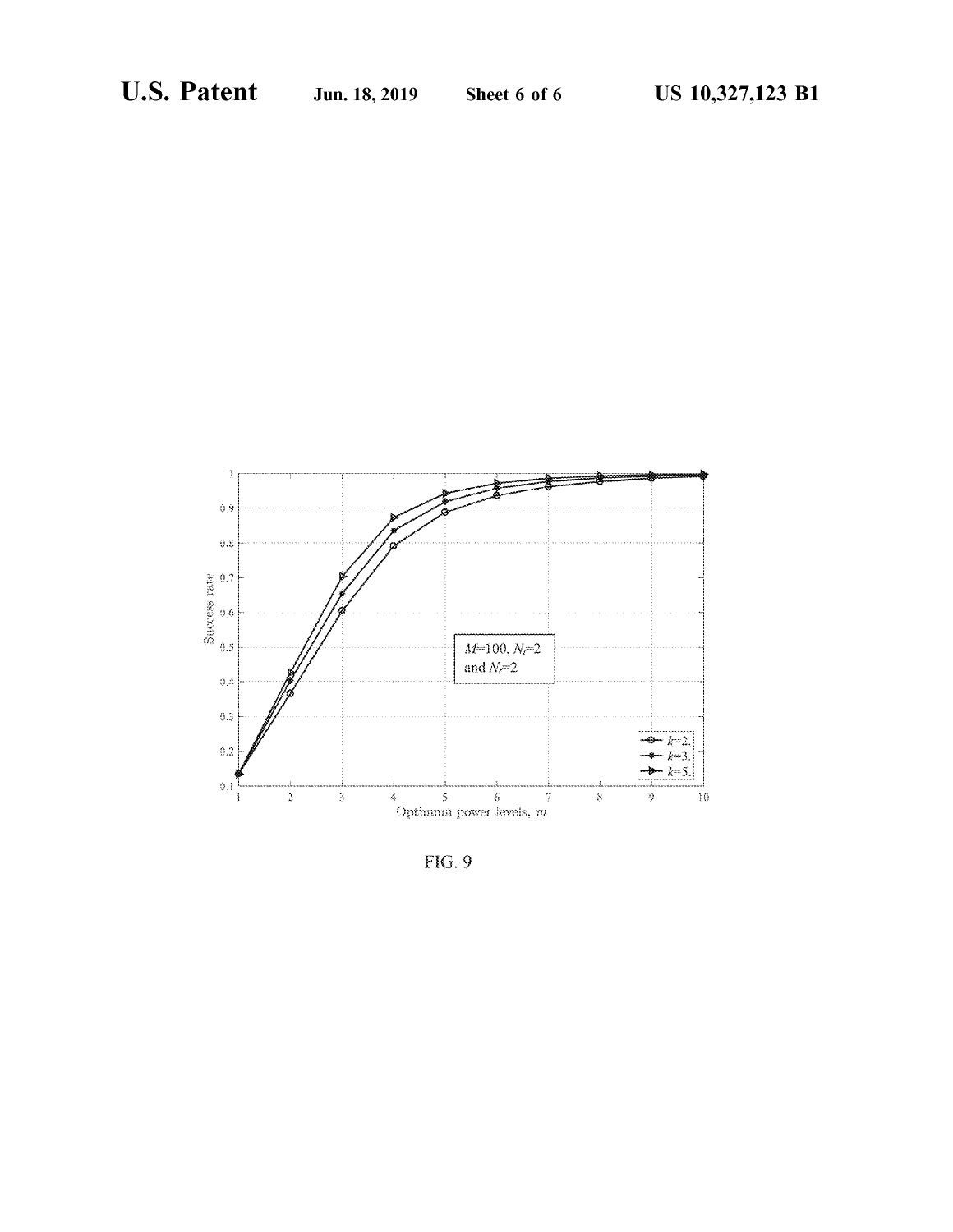FIG. 9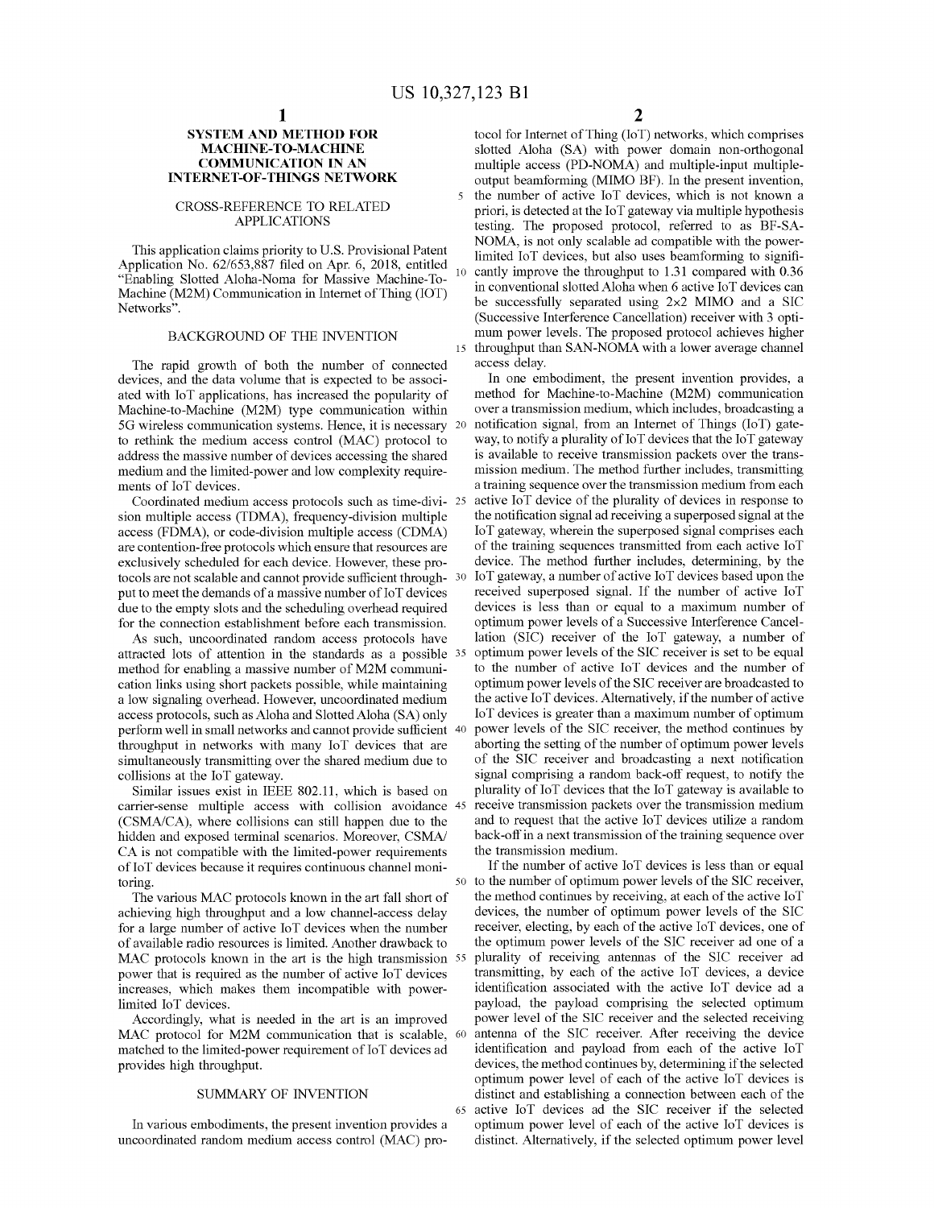# SYSTEM AND METHOD FOR MACHINE-TO-MACHINE COMMUNICATION IN AN INTERNET-OF-THINGS NETWORK

## CROSS-REFERENCE TO RELATED APPLICATIONS

This application claims priority to U.S. Provisional Patent Application No. 62/653,887 filed on Apr. 6, 2018, entitled "Enabling Slotted Aloha-Noma for Massive Machine-To-Machine (M2M) Communication in Internet of Thing (IOT) Networks".

## BACKGROUND OF THE INVENTION

The rapid growth of both the number of connected devices, and the data volume that is expected to be associated with IoT applications, has increased the popularity of Machine-to-Machine (M2M) type communication within 5G wireless communication systems. Hence, it is necessary to rethink the medium access control (MAC) protocol to address the massive number of devices accessing the shared medium and the limited-power and low complexity requirements of IoT devices.

Coordinated medium access protocols such as time-division multiple access (TDMA), frequency-division multiple access (FDMA), or code-division multiple access (CDMA) are contention-free protocols which ensure that resources are exclusively scheduled for each device. However, these protocols are not scalable and cannot provide sufficient throughput to meet the demands of a massive number of IoT devices due to the empty slots and the scheduling overhead required for the connection establishment before each transmission.

As such, uncoordinated random access protocols have attracted lots of attention in the standards as a possible method for enabling a massive number of M2M communication links using short packets possible, while maintaining a low signaling overhead. However, uncoordinated medium access protocols, such as Aloha and Slotted Aloha (SA) only perform well in small networks and cannot provide sufficient throughput in networks with many IoT devices that are simultaneously transmitting over the shared medium due to collisions at the IoT gateway.

Similar issues exist in IEEE 802.11, which is based on carrier-sense multiple access with collision avoidance (CSMA/CA), where collisions can still happen due to the hidden and exposed terminal scenarios. Moreover, CSMA/CA is not compatible with the limited-power requirements of IoT devices because it requires continuous channel monitoring.

The various MAC protocols known in the art fall short of achieving high throughput and a low channel-access delay for a large number of active IoT devices when the number of available radio resources is limited. Another drawback to MAC protocols known in the art is the high transmission power that is required as the number of active IoT devices increases, which makes them incompatible with power-limited IoT devices.

Accordingly, what is needed in the art is an improved MAC protocol for M2M communication that is scalable, matched to the limited-power requirement of IoT devices ad provides high throughput.

## SUMMARY OF INVENTION

In various embodiments, the present invention provides a uncoordinated random medium access control (MAC) protocol for Internet of Thing (IoT) networks, which comprises slotted Aloha (SA) with power domain non-orthogonal multiple access (PD-NOMA) and multiple-input multiple-output beamforming (MIMO BF). In the present invention, the number of active IoT devices, which is not known a priori, is detected at the IoT gateway via multiple hypothesis testing. The proposed protocol, referred to as BF-SA-NOMA, is not only scalable ad compatible with the power-limited IoT devices, but also uses beamforming to significantly improve the throughput to 1.31 compared with 0.36 in conventional slotted Aloha when 6 active IoT devices can be successfully separated using 2×2 MIMO and a SIC (Successive Interference Cancellation) receiver with 3 optimum power levels. The proposed protocol achieves higher throughput than SAN-NOMA with a lower average channel access delay.

In one embodiment, the present invention provides, a method for Machine-to-Machine (M2M) communication over a transmission medium, which includes, broadcasting a notification signal, from an Internet of Things (IoT) gateway, to notify a plurality of IoT devices that the IoT gateway is available to receive transmission packets over the transmission medium. The method further includes, transmitting a training sequence over the transmission medium from each active IoT device of the plurality of devices in response to the notification signal ad receiving a superposed signal at the IoT gateway, wherein the superposed signal comprises each of the training sequences transmitted from each active IoT device. The method further includes, determining, by the IoT gateway, a number of active IoT devices based upon the received superposed signal. If the number of active IoT devices is less than or equal to a maximum number of optimum power levels of a Successive Interference Cancellation (SIC) receiver of the IoT gateway, a number of optimum power levels of the SIC receiver is set to be equal to the number of active IoT devices and the number of optimum power levels of the SIC receiver are broadcasted to the active IoT devices. Alternatively, if the number of active IoT devices is greater than a maximum number of optimum power levels of the SIC receiver, the method continues by aborting the setting of the number of optimum power levels of the SIC receiver and broadcasting a next notification signal comprising a random back-off request, to notify the plurality of IoT devices that the IoT gateway is available to receive transmission packets over the transmission medium and to request that the active IoT devices utilize a random back-off in a next transmission of the training sequence over the transmission medium.

If the number of active IoT devices is less than or equal to the number of optimum power levels of the SIC receiver, the method continues by receiving, at each of the active IoT devices, the number of optimum power levels of the SIC receiver, electing, by each of the active IoT devices, one of the optimum power levels of the SIC receiver ad one of a plurality of receiving antennas of the SIC receiver ad transmitting, by each of the active IoT devices, a device identification associated with the active IoT device ad a payload, the payload comprising the selected optimum power level of the SIC receiver and the selected receiving antenna of the SIC receiver. After receiving the device identification and payload from each of the active IoT devices, the method continues by, determining if the selected optimum power level of each of the active IoT devices is distinct and establishing a connection between each of the active IoT devices ad the SIC receiver if the selected optimum power level of each of the active IoT devices is distinct. Alternatively, if the selected optimum power level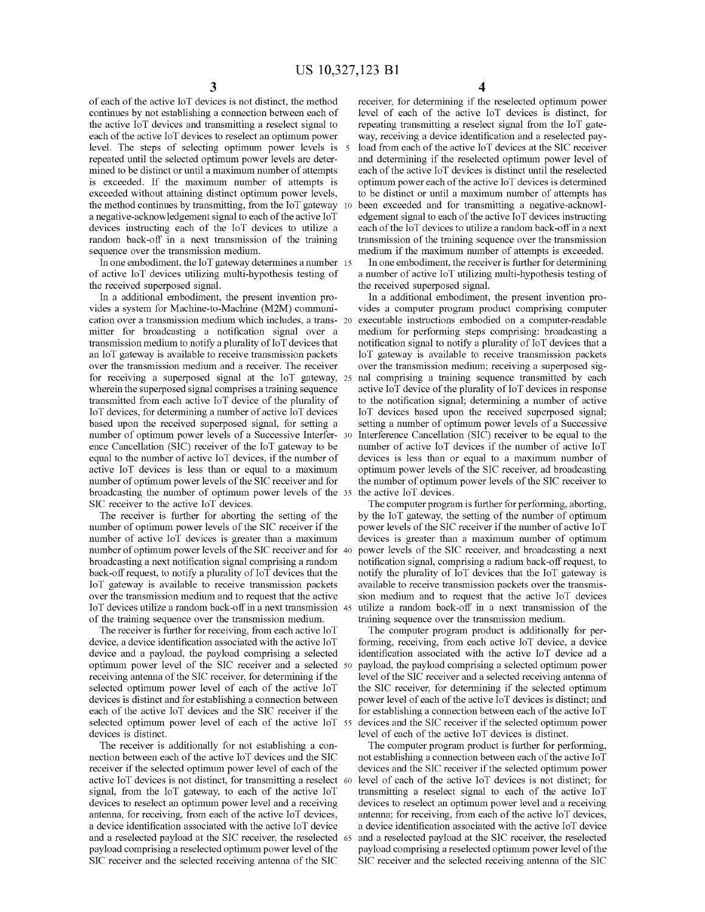of each of the active IoT devices is not distinct, the method continues by not establishing a connection between each of the active IoT devices and transmitting a reselect signal to each of the active IoT devices to reselect an optimum power level. The steps of selecting optimum power levels is repeated until the selected optimum power levels are determined to be distinct or until a maximum number of attempts is exceeded. If the maximum number of attempts is exceeded without attaining distinct optimum power levels, the method continues by transmitting, from the IoT gateway a negative-acknowledgement signal to each of the active IoT devices instructing each of the IoT devices to utilize a random back-off in a next transmission of the training sequence over the transmission medium.

In one embodiment, the IoT gateway determines a number of active IoT devices utilizing multi-hypothesis testing of the received superposed signal.

In a additional embodiment, the present invention provides a system for Machine-to-Machine (M2M) communication over a transmission medium which includes, a transmitter for broadcasting a notification signal over a transmission medium to notify a plurality of IoT devices that an IoT gateway is available to receive transmission packets over the transmission medium and a receiver. The receiver for receiving a superposed signal at the IoT gateway, wherein the superposed signal comprises a training sequence transmitted from each active IoT device of the plurality of IoT devices, for determining a number of active IoT devices based upon the received superposed signal, for setting a number of optimum power levels of a Successive Interference Cancellation (SIC) receiver of the IoT gateway to be equal to the number of active IoT devices, if the number of active IoT devices is less than or equal to a maximum number of optimum power levels of the SIC receiver and for broadcasting the number of optimum power levels of the SIC receiver to the active IoT devices.

The receiver is further for aborting the setting of the number of optimum power levels of the SIC receiver if the number of active IoT devices is greater than a maximum number of optimum power levels of the SIC receiver and for broadcasting a next notification signal comprising a random back-off request, to notify a plurality of IoT devices that the IoT gateway is available to receive transmission packets over the transmission medium and to request that the active IoT devices utilize a random back-off in a next transmission of the training sequence over the transmission medium.

The receiver is further for receiving, from each active IoT device, a device identification associated with the active IoT device and a payload, the payload comprising a selected optimum power level of the SIC receiver and a selected receiving antenna of the SIC receiver, for determining if the selected optimum power level of each of the active IoT devices is distinct and for establishing a connection between each of the active IoT devices and the SIC receiver if the selected optimum power level of each of the active IoT devices is distinct.

The receiver is additionally for not establishing a connection between each of the active IoT devices and the SIC receiver if the selected optimum power level of each of the active IoT devices is not distinct, for transmitting a reselect signal, from the IoT gateway, to each of the active IoT devices to reselect an optimum power level and a receiving antenna, for receiving, from each of the active IoT devices, a device identification associated with the active IoT device and a reselected payload at the SIC receiver, the reselected payload comprising a reselected optimum power level of the SIC receiver and the selected receiving antenna of the SIC receiver, for determining if the reselected optimum power level of each of the active IoT devices is distinct, for repeating transmitting a reselect signal from the IoT gateway, receiving a device identification and a reselected payload from each of the active IoT devices at the SIC receiver and determining if the reselected optimum power level of each of the active IoT devices is distinct until the reselected optimum power each of the active IoT devices is determined to be distinct or until a maximum number of attempts has been exceeded and for transmitting a negative-acknowledgement signal to each of the active IoT devices instructing each of the IoT devices to utilize a random back-off in a next transmission of the training sequence over the transmission medium if the maximum number of attempts is exceeded.

In one embodiment, the receiver is further for determining a number of active IoT utilizing multi-hypothesis testing of the received superposed signal.

In a additional embodiment, the present invention provides a computer program product comprising computer executable instructions embodied on a computer-readable medium for performing steps comprising: broadcasting a notification signal to notify a plurality of IoT devices that a IoT gateway is available to receive transmission packets over the transmission medium; receiving a superposed signal comprising a training sequence transmitted by each active IoT device of the plurality of IoT devices in response to the notification signal; determining a number of active IoT devices based upon the received superposed signal; setting a number of optimum power levels of a Successive Interference Cancellation (SIC) receiver to be equal to the number of active IoT devices if the number of active IoT devices is less than or equal to a maximum number of optimum power levels of the SIC receiver, ad broadcasting the number of optimum power levels of the SIC receiver to the active IoT devices.

The computer program is further for performing, aborting, by the IoT gateway, the setting of the number of optimum power levels of the SIC receiver if the number of active IoT devices is greater than a maximum number of optimum power levels of the SIC receiver, and broadcasting a next notification signal, comprising a radium back-off request, to notify the plurality of IoT devices that the IoT gateway is available to receive transmission packets over the transmission medium and to request that the active IoT devices utilize a random back-off in a next transmission of the training sequence over the transmission medium.

The computer program product is additionally for performing, receiving, from each active IoT device, a device identification associated with the active IoT device ad a payload, the payload comprising a selected optimum power level of the SIC receiver and a selected receiving antenna of the SIC receiver, for determining if the selected optimum power level of each of the active IoT devices is distinct; and for establishing a connection between each of the active IoT devices and the SIC receiver if the selected optimum power level of each of the active IoT devices is distinct.

The computer program product is further for performing, not establishing a connection between each of the active IoT devices and the SIC receiver if the selected optimum power level of each of the active IoT devices is not distinct; for transmitting a reselect signal to each of the active IoT devices to reselect an optimum power level and a receiving antenna; for receiving, from each of the active IoT devices, a device identification associated with the active IoT device and a reselected payload at the SIC receiver, the reselected payload comprising a reselected optimum power level of the SIC receiver and the selected receiving antenna of the SIC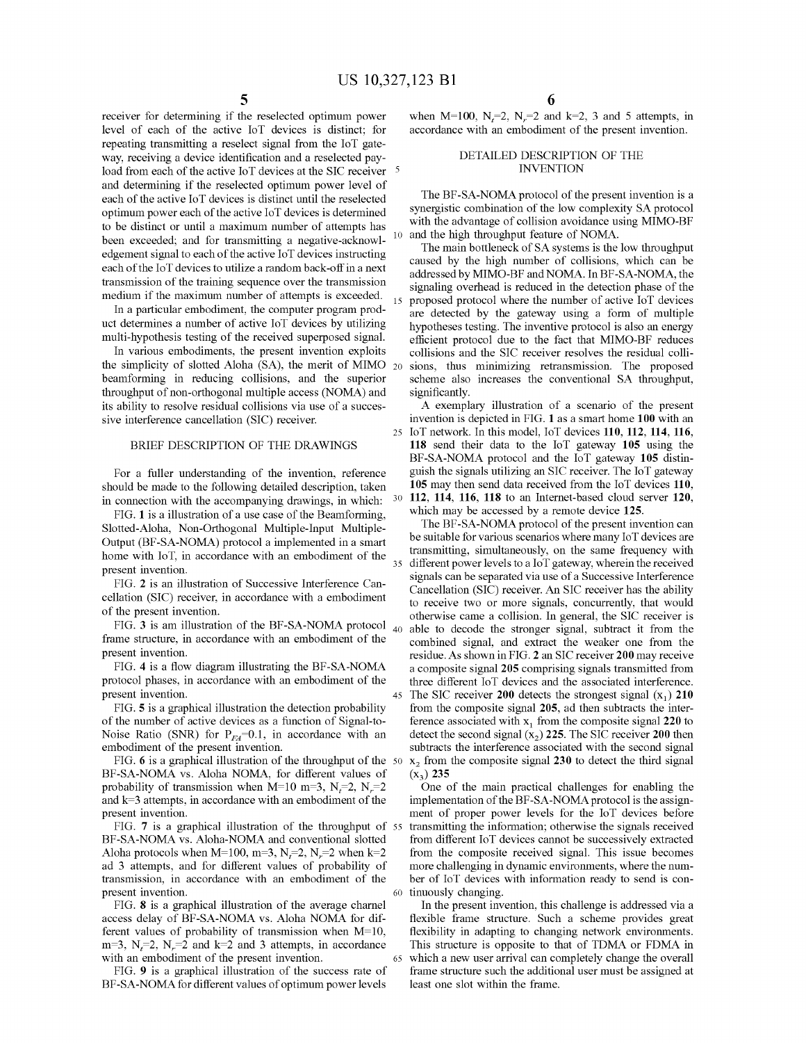receiver for determining if the reselected optimum power level of each of the active IoT devices is distinct; for repeating transmitting a reselect signal from the IoT gateway, receiving a device identification and a reselected payload from each of the active IoT devices at the SIC receiver and determining if the reselected optimum power level of each of the active IoT devices is distinct until the reselected optimum power each of the active IoT devices is determined to be distinct or until a maximum number of attempts has been exceeded; and for transmitting a negative-acknowledgement signal to each of the active IoT devices instructing each of the IoT devices to utilize a random back-off in a next transmission of the training sequence over the transmission medium if the maximum number of attempts is exceeded.

In a particular embodiment, the computer program product determines a number of active IoT devices by utilizing multi-hypothesis testing of the received superposed signal.

In various embodiments, the present invention exploits the simplicity of slotted Aloha (SA), the merit of MIMO beamforming in reducing collisions, and the superior throughput of non-orthogonal multiple access (NOMA) and its ability to resolve residual collisions via use of a successive interference cancellation (SIC) receiver.

## BRIEF DESCRIPTION OF THE DRAWINGS

For a fuller understanding of the invention, reference should be made to the following detailed description, taken in connection with the accompanying drawings, in which:

FIG. **1** is a illustration of a use case of the Beamforming, Slotted-Aloha, Non-Orthogonal Multiple-Input Multiple-Output (BF-SA-NOMA) protocol a implemented in a smart home with IoT, in accordance with an embodiment of the present invention.

FIG. **2** is an illustration of Successive Interference Cancellation (SIC) receiver, in accordance with a embodiment of the present invention.

FIG. **3** is am illustration of the BF-SA-NOMA protocol frame structure, in accordance with an embodiment of the present invention.

FIG. **4** is a flow diagram illustrating the BF-SA-NOMA protocol phases, in accordance with an embodiment of the present invention.

FIG. **5** is a graphical illustration the detection probability of the number of active devices as a function of Signal-to-Noise Ratio (SNR) for $P_{FA}$=0.1, in accordance with an embodiment of the present invention.

FIG. **6** is a graphical illustration of the throughput of the BF-SA-NOMA vs. Aloha NOMA, for different values of probability of transmission when M=10 m=3, $N_t$=2, $N_r$=2 and k=3 attempts, in accordance with an embodiment of the present invention.

FIG. **7** is a graphical illustration of the throughput of BF-SA-NOMA vs. Aloha-NOMA and conventional slotted Aloha protocols when M=100, m=3, $N_t$=2, $N_r$=2 when k=2 ad 3 attempts, and for different values of probability of transmission, in accordance with an embodiment of the present invention.

FIG. **8** is a graphical illustration of the average charnel access delay of BF-SA-NOMA vs. Aloha NOMA for different values of probability of transmission when M=10, m=3, $N_t$=2, $N_r$=2 and k=2 and 3 attempts, in accordance with an embodiment of the present invention.

FIG. **9** is a graphical illustration of the success rate of BF-SA-NOMA for different values of optimum power levels when M=100, $N_t$=2, $N_r$=2 and k=2, 3 and 5 attempts, in accordance with an embodiment of the present invention.

## DETAILED DESCRIPTION OF THE INVENTION

The BF-SA-NOMA protocol of the present invention is a synergistic combination of the low complexity SA protocol with the advantage of collision avoidance using MIMO-BF and the high throughput feature of NOMA.

The main bottleneck of SA systems is the low throughput caused by the high number of collisions, which can be addressed by MIMO-BF and NOMA. In BF-SA-NOMA, the signaling overhead is reduced in the detection phase of the proposed protocol where the number of active IoT devices are detected by the gateway using a form of multiple hypotheses testing. The inventive protocol is also an energy efficient protocol due to the fact that MIMO-BF reduces collisions and the SIC receiver resolves the residual collisions, thus minimizing retransmission. The proposed scheme also increases the conventional SA throughput, significantly.

A exemplary illustration of a scenario of the present invention is depicted in FIG. **1** as a smart home **100** with an IoT network. In this model, IoT devices **110**, **112**, **114**, **116**, **118** send their data to the IoT gateway **105** using the BF-SA-NOMA protocol and the IoT gateway **105** distinguish the signals utilizing an SIC receiver. The IoT gateway **105** may then send data received from the IoT devices **110**, **112**, **114**, **116**, **118** to an Internet-based cloud server **120**, which may be accessed by a remote device **125**.

The BF-SA-NOMA protocol of the present invention can be suitable for various scenarios where many IoT devices are transmitting, simultaneously, on the same frequency with different power levels to a IoT gateway, wherein the received signals can be separated via use of a Successive Interference Cancellation (SIC) receiver. An SIC receiver has the ability to receive two or more signals, concurrently, that would otherwise came a collision. In general, the SIC receiver is able to decode the stronger signal, subtract it from the combined signal, and extract the weaker one from the residue. As shown in FIG. **2** an SIC receiver **200** may receive a composite signal **205** comprising signals transmitted from three different IoT devices and the associated interference. The SIC receiver **200** detects the strongest signal ($x_1$) **210** from the composite signal **205**, ad then subtracts the interference associated with $x_1$ from the composite signal **220** to detect the second signal ($x_2$) **225**. The SIC receiver **200** then subtracts the interference associated with the second signal $x_2$ from the composite signal **230** to detect the third signal ($x_3$) **235**

One of the main practical challenges for enabling the implementation of the BF-SA-NOMA protocol is the assignment of proper power levels for the IoT devices before transmitting the information; otherwise the signals received from different IoT devices cannot be successively extracted from the composite received signal. This issue becomes more challenging in dynamic environments, where the number of IoT devices with information ready to send is continuously changing.

In the present invention, this challenge is addressed via a flexible frame structure. Such a scheme provides great flexibility in adapting to changing network environments. This structure is opposite to that of TDMA or FDMA in which a new user arrival can completely change the overall frame structure such the additional user must be assigned at least one slot within the frame.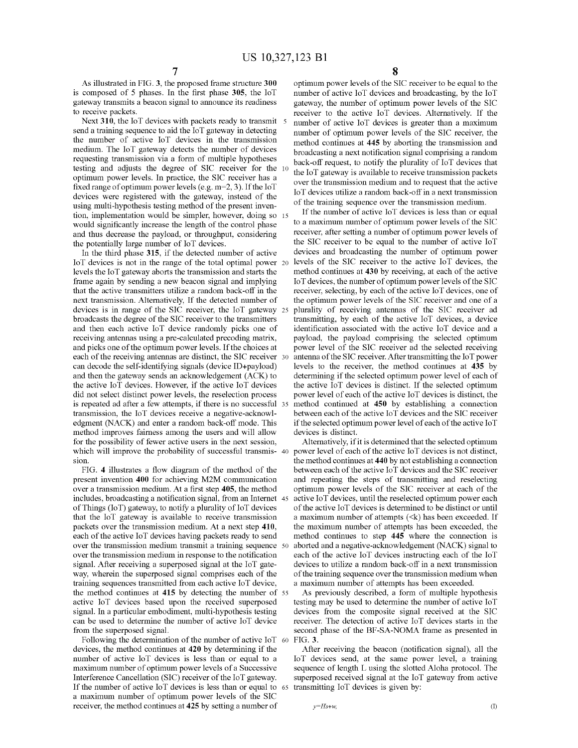As illustrated in FIG. 3, the proposed frame structure 300 is composed of 5 phases. In the first phase 305, the IoT gateway transmits a beacon signal to announce its readiness to receive packets.

Next 310, the IoT devices with packets ready to transmit send a training sequence to aid the IoT gateway in detecting the number of active IoT devices in the transmission medium. The IoT gateway detects the number of devices requesting transmission via a form of multiple hypotheses testing and adjusts the degree of SIC receiver for the optimum power levels. In practice, the SIC receiver has a fixed range of optimum power levels (e.g. m=2, 3). If the IoT devices were registered with the gateway, instead of the using multi-hypothesis testing method of the present invention, implementation would be simpler, however, doing so would significantly increase the length of the control phase and thus decrease the payload, or throughput, considering the potentially large number of IoT devices.

In the third phase 315, if the detected number of active IoT devices is not in the range of the total optimal power levels the IoT gateway aborts the transmission and starts the frame again by sending a new beacon signal and implying that the active transmitters utilize a random back-off in the next transmission. Alternatively, If the detected number of devices is in range of the SIC receiver, the IoT gateway broadcasts the degree of the SIC receiver to the transmitters and then each active IoT device randomly picks one of receiving antennas using a pre-calculated precoding matrix, and picks one of the optimum power levels. If the choices at each of the receiving antennas are distinct, the SIC receiver can decode the self-identifying signals (device ID+payload) and then the gateway sends an acknowledgement (ACK) to the active IoT devices. However, if the active IoT devices did not select distinct power levels, the reselection process is repeated ad after a few attempts, if there is no successful transmission, the IoT devices receive a negative-acknowledgment (NACK) and enter a random back-off mode. This method improves fairness among the users and will allow for the possibility of fewer active users in the next session, which will improve the probability of successful transmission.

FIG. 4 illustrates a flow diagram of the method of the present invention 400 for achieving M2M communication over a transmission medium. At a first step 405, the method includes, broadcasting a notification signal, from an Internet of Things (IoT) gateway, to notify a plurality of IoT devices that the IoT gateway is available to receive transmission packets over the transmission medium. At a next step 410, each of the active IoT devices having packets ready to send over the transmission medium transmit a training sequence over the transmission medium in response to the notification signal. After receiving a superposed signal at the IoT gateway, wherein the superposed signal comprises each of the training sequences transmitted from each active IoT device, the method continues at 415 by detecting the number of active IoT devices based upon the received superposed signal. In a particular embodiment, multi-hypothesis testing can be used to determine the number of active IoT device from the superposed signal.

Following the determination of the number of active IoT devices, the method continues at 420 by determining if the number of active IoT devices is less than or equal to a maximum number of optimum power levels of a Successive Interference Cancellation (SIC) receiver of the IoT gateway. If the number of active IoT devices is less than or equal to a maximum number of optimum power levels of the SIC receiver, the method continues at 425 by setting a number of optimum power levels of the SIC receiver to be equal to the number of active IoT devices and broadcasting, by the IoT gateway, the number of optimum power levels of the SIC receiver to the active IoT devices. Alternatively. If the number of active IoT devices is greater than a maximum number of optimum power levels of the SIC receiver, the method continues at 445 by aborting the transmission and broadcasting a next notification signal comprising a random back-off request, to notify the plurality of IoT devices that the IoT gateway is available to receive transmission packets over the transmission medium and to request that the active IoT devices utilize a random back-off in a next transmission of the training sequence over the transmission medium.

If the number of active IoT devices is less than or equal to a maximum number of optimum power levels of the SIC receiver, after setting a number of optimum power levels of the SIC receiver to be equal to the number of active IoT devices and broadcasting the number of optimum power levels of the SIC receiver to the active IoT devices, the method continues at 430 by receiving, at each of the active IoT devices, the number of optimum power levels of the SIC receiver, selecting, by each of the active IoT devices, one of the optimum power levels of the SIC receiver and one of a plurality of receiving antennas of the SIC receiver ad transmitting, by each of the active IoT devices, a device identification associated with the active IoT device and a payload, the payload comprising the selected optimum power level of the SIC receiver ad the selected receiving antenna of the SIC receiver. After transmitting the IoT power levels to the receiver, the method continues at 435 by determining if the selected optimum power level of each of the active IoT devices is distinct. If the selected optimum power level of each of the active IoT devices is distinct, the method continued at 450 by establishing a connection between each of the active IoT devices and the SIC receiver if the selected optimum power level of each of the active IoT devices is distinct.

Alternatively, if it is determined that the selected optimum power level of each of the active IoT devices is not distinct, the method continues at 440 by not establishing a connection between each of the active IoT devices and the SIC receiver and repeating the steps of transmitting and reselecting optimum power levels of the SIC receiver at each of the active IoT devices, until the reselected optimum power each of the active IoT devices is determined to be distinct or until a maximum number of attempts (<k) has been exceeded. If the maximum number of attempts has been exceeded, the method continues to step 445 where the connection is aborted and a negative-acknowledgement (NACK) signal to each of the active IoT devices instructing each of the IoT devices to utilize a random back-off in a next transmission of the training sequence over the transmission medium when a maximum number of attempts has been exceeded.

As previously described, a form of multiple hypothesis testing may be used to determine the number of active IoT devices from the composite signal received at the SIC receiver. The detection of active IoT devices starts in the second phase of the BF-SA-NOMA frame as presented in FIG. 3.

After receiving the beacon (notification signal), all the IoT devices send, at the same power level, a training sequence of length L using the slotted Aloha protocol. The superposed received signal at the IoT gateway from active transmitting IoT devices is given by:

$$y=Hs+w, \tag{I}$$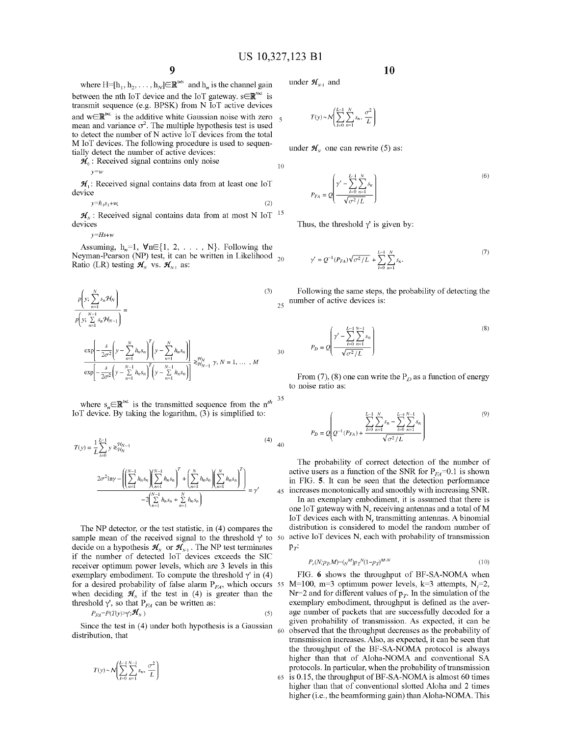where $H=[h_1, h_2, \ldots, h_N]\in\mathbb{R}^{1\times N}$ and $h_n$ is the channel gain between the nth IoT device and the IoT gateway. $s\in\mathbb{R}^{N\times L}$ is transmit sequence (e.g. BPSK) from N IoT active devices and $w\in\mathbb{R}^{1\times L}$ is the additive white Gaussian noise with zero mean and variance $\sigma^2$. The multiple hypothesis test is used to detect the number of N active IoT devices from the total M IoT devices. The following procedure is used to sequentially detect the number of active devices:

$\mathcal{H}_0$: Received signal contains only noise

$$y=w$$

$\mathcal{H}_1$: Received signal contains data from at least one IoT device

$$y=h_1 s_1+w, \tag{2}$$

$\mathcal{H}_N$: Received signal contains data from at most N IoT devices

$$y=Hs+w$$

Assuming, $h_n=1$, $\forall n\in\{1, 2, \ldots, N\}$. Following the Neyman-Pearson (NP) test, it can be written in Likelihood Ratio (LR) testing $\mathcal{H}_N$ vs. $\mathcal{H}_{N-1}$ as:

$$\frac{p\left(y; \sum_{n=1}^{N} s_n \mathcal{H}_N\right)}{p\left(y; \sum_{n=1}^{N-1} s_n \mathcal{H}_{N-1}\right)} = \tag{3}$$

$$\frac{\exp\left[-\frac{s}{2\sigma^2}\left(y-\sum_{n=1}^{N} h_n s_n\right)^T\left(y-\sum_{n=1}^{N} h_n s_n\right)\right]}{\exp\left[-\frac{s}{2\sigma^2}\left(y-\sum_{n=1}^{N-1} h_n s_n\right)^T\left(y-\sum_{n=1}^{N-1} h_n s_n\right)\right]} \gtrless_{\mathcal{H}_{N-1}}^{\mathcal{H}_N} \gamma,\ N=1, \ldots, M$$

where $s_n\in\mathbb{R}^{1\times L}$ is the transmitted sequence from the $n^{th}$ IoT device. By taking the logarithm, (3) is simplified to:

$$T(y)=\frac{1}{L}\sum_{l=0}^{L-1} y \gtrless_{\mathcal{H}_N}^{\mathcal{H}_{N-1}} \tag{4}$$

$$\frac{2\sigma^2\ln\gamma-\left(\left(\sum_{n=1}^{N-1} h_n s_n\right)\left(\sum_{n=1}^{N-1} h_n s_n\right)^T+\left(\sum_{n=1}^{N} h_n s_n\right)\left(\sum_{n=1}^{N} h_n s_n\right)^T\right)}{-2\left(\sum_{n=1}^{N-1} h_n s_n+\sum_{n=1}^{N} h_n s_n\right)}=\gamma'$$

The NP detector, or the test statistic, in (4) compares the sample mean of the received signal to the threshold $\gamma'$ to decide on a hypothesis $\mathcal{H}_N$ or $\mathcal{H}_{N-1}$. The NP test terminates if the number of detected IoT devices exceeds the SIC receiver optimum power levels, which are 3 levels in this exemplary embodiment. To compute the threshold $\gamma'$ in (4) for a desired probability of false alarm $P_{FA}$, which occurs when deciding $\mathcal{H}_N$ if the test in (4) is greater than the threshold $\gamma'$, so that $P_{FA}$ can be written as:

$$P_{FA}=P(T(y)>\gamma';\mathcal{H}_N) \tag{5}$$

Since the test in (4) under both hypothesis is a Gaussian distribution, that

$$T(y)\sim\mathcal{N}\left(\sum_{l=0}^{L-1}\sum_{n=1}^{N-1} s_n, \frac{\sigma^2}{L}\right)$$

under $\mathcal{H}_{N-1}$ and

$$T(y)\sim\mathcal{N}\left(\sum_{l=0}^{L-1}\sum_{n=1}^{N} s_n, \frac{\sigma^2}{L}\right)$$

under $\mathcal{H}_N$ one can rewrite (5) as:

$$P_{FA}=Q\left(\frac{\gamma'-\sum_{l=0}^{L-1}\sum_{n=1}^{N} s_n}{\sqrt{\sigma^2/L}}\right) \tag{6}$$

Thus, the threshold $\gamma'$ is given by:

$$\gamma'=Q^{-1}(P_{FA})\sqrt{\sigma^2/L}+\sum_{l=0}^{L-1}\sum_{n=1}^{N} s_n. \tag{7}$$

Following the same steps, the probability of detecting the number of active devices is:

$$P_D=Q\left(\frac{\gamma'-\sum_{l=0}^{L-1}\sum_{n=1}^{N-1} s_n}{\sqrt{\sigma^2/L}}\right) \tag{8}$$

From (7), (8) one can write the $P_D$ as a function of energy to noise ratio as:

$$P_D=Q\left(Q^{-1}(P_{FA})+\frac{\sum_{l=0}^{L-1}\sum_{n=1}^{N} s_n-\sum_{l=0}^{L-s}\sum_{n=1}^{N-1} s_n}{\sqrt{\sigma^2/L}}\right) \tag{9}$$

The probability of correct detection of the number of active users as a function of the SNR for $P_{FA}=0.1$ is shown in FIG. 5. It can be seen that the detection performance increases monotonically and smoothly with increasing SNR.

In an exemplary embodiment, it is assumed that there is one IoT gateway with $N_r$ receiving antennas and a total of M IoT devices each with $N_t$ transmitting antennas. A binomial distribution is considered to model the random number of active IoT devices N, each with probability of transmission $p_T$:

$$P_r(N;p_T,M)=\binom{M}{N}p_T^{N}(1-p_T)^{M-N} \tag{10}$$

FIG. 6 shows the throughput of BF-SA-NOMA when M=100, m=3 optimum power levels, k=3 attempts, $N_t=2$, Nr=2 and for different values of $p_T$. In the simulation of the exemplary embodiment, throughput is defined as the average number of packets that are successfully decoded for a given probability of transmission. As expected, it can be observed that the throughput decreases as the probability of transmission increases. Also, as expected, it can be seen that the throughput of the BF-SA-NOMA protocol is always higher than that of Aloha-NOMA and conventional SA protocols. In particular, when the probability of transmission is 0.15, the throughput of BF-SA-NOMA is almost 60 times higher than that of conventional slotted Aloha and 2 times higher (i.e., the beamforming gain) than Aloha-NOMA. This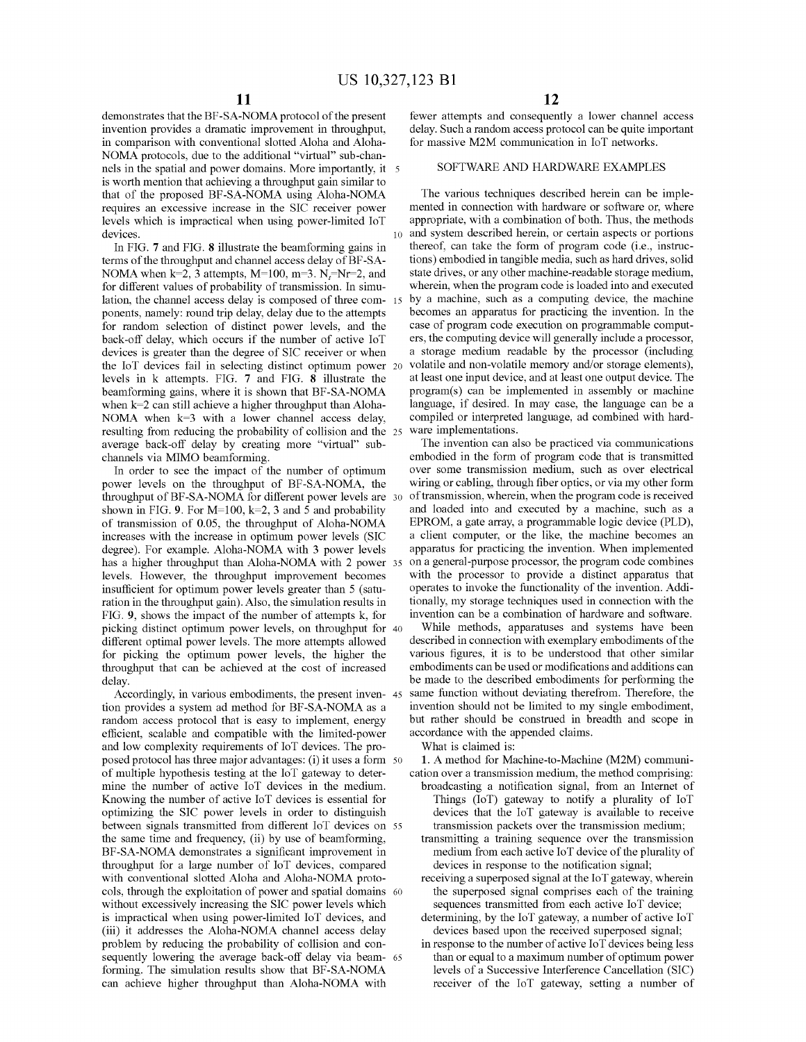demonstrates that the BF-SA-NOMA protocol of the present invention provides a dramatic improvement in throughput, in comparison with conventional slotted Aloha and Aloha-NOMA protocols, due to the additional "virtual" sub-channels in the spatial and power domains. More importantly, it is worth mention that achieving a throughput gain similar to that of the proposed BF-SA-NOMA using Aloha-NOMA requires an excessive increase in the SIC receiver power levels which is impractical when using power-limited IoT devices.

In FIG. 7 and FIG. 8 illustrate the beamforming gains in terms of the throughput and channel access delay of BF-SA-NOMA when k=2, 3 attempts, M=100, m=3. $N_t$=Nr=2, and for different values of probability of transmission. In simulation, the channel access delay is composed of three components, namely: round trip delay, delay due to the attempts for random selection of distinct power levels, and the back-off delay, which occurs if the number of active IoT devices is greater than the degree of SIC receiver or when the IoT devices fail in selecting distinct optimum power levels in k attempts. FIG. 7 and FIG. 8 illustrate the beamforming gains, where it is shown that BF-SA-NOMA when k=2 can still achieve a higher throughput than Aloha-NOMA when k=3 with a lower channel access delay, resulting from reducing the probability of collision and the average back-off delay by creating more "virtual" sub-channels via MIMO beamforming.

In order to see the impact of the number of optimum power levels on the throughput of BF-SA-NOMA, the throughput of BF-SA-NOMA for different power levels are shown in FIG. 9. For M=100, k=2, 3 and 5 and probability of transmission of 0.05, the throughput of Aloha-NOMA increases with the increase in optimum power levels (SIC degree). For example. Aloha-NOMA with 3 power levels has a higher throughput than Aloha-NOMA with 2 power levels. However, the throughput improvement becomes insufficient for optimum power levels greater than 5 (saturation in the throughput gain). Also, the simulation results in FIG. 9, shows the impact of the number of attempts k, for picking distinct optimum power levels, on throughput for different optimal power levels. The more attempts allowed for picking the optimum power levels, the higher the throughput that can be achieved at the cost of increased delay.

Accordingly, in various embodiments, the present invention provides a system ad method for BF-SA-NOMA as a random access protocol that is easy to implement, energy efficient, scalable and compatible with the limited-power and low complexity requirements of IoT devices. The proposed protocol has three major advantages: (i) it uses a form of multiple hypothesis testing at the IoT gateway to determine the number of active IoT devices in the medium. Knowing the number of active IoT devices is essential for optimizing the SIC power levels in order to distinguish between signals transmitted from different IoT devices on the same time and frequency, (ii) by use of beamforming, BF-SA-NOMA demonstrates a significant improvement in throughput for a large number of IoT devices, compared with conventional slotted Aloha and Aloha-NOMA protocols, through the exploitation of power and spatial domains without excessively increasing the SIC power levels which is impractical when using power-limited IoT devices, and (iii) it addresses the Aloha-NOMA channel access delay problem by reducing the probability of collision and consequently lowering the average back-off delay via beamforming. The simulation results show that BF-SA-NOMA can achieve higher throughput than Aloha-NOMA with fewer attempts and consequently a lower channel access delay. Such a random access protocol can be quite important for massive M2M communication in IoT networks.

## SOFTWARE AND HARDWARE EXAMPLES

The various techniques described herein can be implemented in connection with hardware or software or, where appropriate, with a combination of both. Thus, the methods and system described herein, or certain aspects or portions thereof, can take the form of program code (i.e., instructions) embodied in tangible media, such as hard drives, solid state drives, or any other machine-readable storage medium, wherein, when the program code is loaded into and executed by a machine, such as a computing device, the machine becomes an apparatus for practicing the invention. In the case of program code execution on programmable computers, the computing device will generally include a processor, a storage medium readable by the processor (including volatile and non-volatile memory and/or storage elements), at least one input device, and at least one output device. The program(s) can be implemented in assembly or machine language, if desired. In may case, the language can be a compiled or interpreted language, ad combined with hardware implementations.

The invention can also be practiced via communications embodied in the form of program code that is transmitted over some transmission medium, such as over electrical wiring or cabling, through fiber optics, or via my other form of transmission, wherein, when the program code is received and loaded into and executed by a machine, such as an EPROM, a gate array, a programmable logic device (PLD), a client computer, or the like, the machine becomes an apparatus for practicing the invention. When implemented on a general-purpose processor, the program code combines with the processor to provide a distinct apparatus that operates to invoke the functionality of the invention. Additionally, my storage techniques used in connection with the invention can be a combination of hardware and software.

While methods, apparatuses and systems have been described in connection with exemplary embodiments of the various figures, it is to be understood that other similar embodiments can be used or modifications and additions can be made to the described embodiments for performing the same function without deviating therefrom. Therefore, the invention should not be limited to my single embodiment, but rather should be construed in breadth and scope in accordance with the appended claims.

What is claimed is:

1. A method for Machine-to-Machine (M2M) communication over a transmission medium, the method comprising:
   - broadcasting a notification signal, from an Internet of Things (IoT) gateway to notify a plurality of IoT devices that the IoT gateway is available to receive transmission packets over the transmission medium;
   - transmitting a training sequence over the transmission medium from each active IoT device of the plurality of devices in response to the notification signal;
   - receiving a superposed signal at the IoT gateway, wherein the superposed signal comprises each of the training sequences transmitted from each active IoT device;
   - determining, by the IoT gateway, a number of active IoT devices based upon the received superposed signal;
   - in response to the number of active IoT devices being less than or equal to a maximum number of optimum power levels of a Successive Interference Cancellation (SIC) receiver of the IoT gateway, setting a number of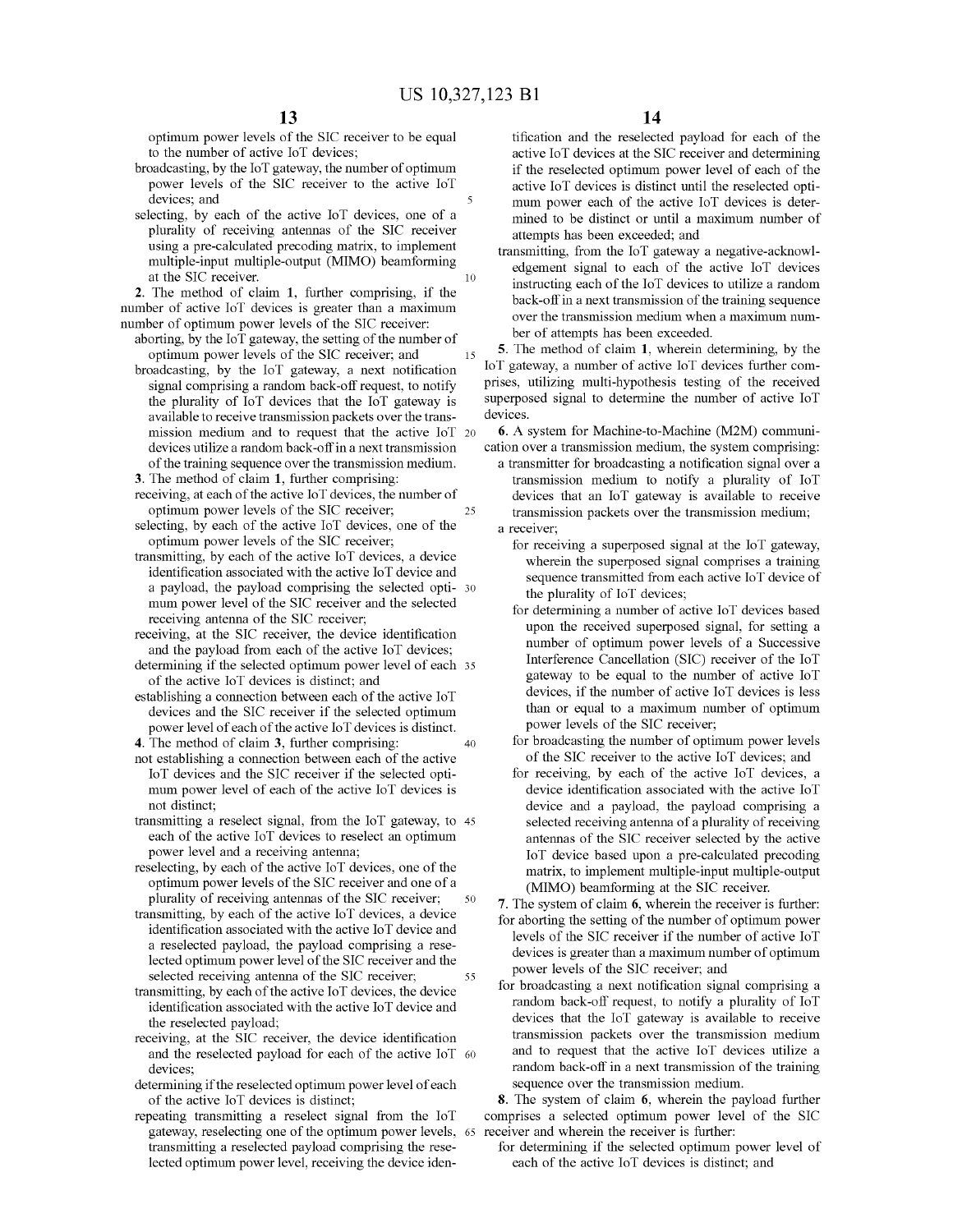optimum power levels of the SIC receiver to be equal to the number of active IoT devices;

broadcasting, by the IoT gateway, the number of optimum power levels of the SIC receiver to the active IoT devices; and

selecting, by each of the active IoT devices, one of a plurality of receiving antennas of the SIC receiver using a pre-calculated precoding matrix, to implement multiple-input multiple-output (MIMO) beamforming at the SIC receiver.

**2**. The method of claim **1**, further comprising, if the number of active IoT devices is greater than a maximum number of optimum power levels of the SIC receiver:

aborting, by the IoT gateway, the setting of the number of optimum power levels of the SIC receiver; and

broadcasting, by the IoT gateway, a next notification signal comprising a random back-off request, to notify the plurality of IoT devices that the IoT gateway is available to receive transmission packets over the transmission medium and to request that the active IoT devices utilize a random back-off in a next transmission of the training sequence over the transmission medium.

**3**. The method of claim **1**, further comprising:

receiving, at each of the active IoT devices, the number of optimum power levels of the SIC receiver;

selecting, by each of the active IoT devices, one of the optimum power levels of the SIC receiver;

transmitting, by each of the active IoT devices, a device identification associated with the active IoT device and a payload, the payload comprising the selected optimum power level of the SIC receiver and the selected receiving antenna of the SIC receiver;

receiving, at the SIC receiver, the device identification and the payload from each of the active IoT devices;

determining if the selected optimum power level of each of the active IoT devices is distinct; and

establishing a connection between each of the active IoT devices and the SIC receiver if the selected optimum power level of each of the active IoT devices is distinct.

**4**. The method of claim **3**, further comprising:

not establishing a connection between each of the active IoT devices and the SIC receiver if the selected optimum power level of each of the active IoT devices is not distinct;

transmitting a reselect signal, from the IoT gateway, to each of the active IoT devices to reselect an optimum power level and a receiving antenna;

reselecting, by each of the active IoT devices, one of the optimum power levels of the SIC receiver and one of a plurality of receiving antennas of the SIC receiver;

transmitting, by each of the active IoT devices, a device identification associated with the active IoT device and a reselected payload, the payload comprising a reselected optimum power level of the SIC receiver and the selected receiving antenna of the SIC receiver;

transmitting, by each of the active IoT devices, the device identification associated with the active IoT device and the reselected payload;

receiving, at the SIC receiver, the device identification and the reselected payload for each of the active IoT devices;

determining if the reselected optimum power level of each of the active IoT devices is distinct;

repeating transmitting a reselect signal from the IoT gateway, reselecting one of the optimum power levels, transmitting a reselected payload comprising the reselected optimum power level, receiving the device identification and the reselected payload for each of the active IoT devices at the SIC receiver and determining if the reselected optimum power level of each of the active IoT devices is distinct until the reselected optimum power each of the active IoT devices is determined to be distinct or until a maximum number of attempts has been exceeded; and

transmitting, from the IoT gateway a negative-acknowledgement signal to each of the active IoT devices instructing each of the IoT devices to utilize a random back-off in a next transmission of the training sequence over the transmission medium when a maximum number of attempts has been exceeded.

**5**. The method of claim **1**, wherein determining, by the IoT gateway, a number of active IoT devices further comprises, utilizing multi-hypothesis testing of the received superposed signal to determine the number of active IoT devices.

**6**. A system for Machine-to-Machine (M2M) communication over a transmission medium, the system comprising:

a transmitter for broadcasting a notification signal over a transmission medium to notify a plurality of IoT devices that an IoT gateway is available to receive transmission packets over the transmission medium;

a receiver;

for receiving a superposed signal at the IoT gateway, wherein the superposed signal comprises a training sequence transmitted from each active IoT device of the plurality of IoT devices;

for determining a number of active IoT devices based upon the received superposed signal, for setting a number of optimum power levels of a Successive Interference Cancellation (SIC) receiver of the IoT gateway to be equal to the number of active IoT devices, if the number of active IoT devices is less than or equal to a maximum number of optimum power levels of the SIC receiver;

for broadcasting the number of optimum power levels of the SIC receiver to the active IoT devices; and

for receiving, by each of the active IoT devices, a device identification associated with the active IoT device and a payload, the payload comprising a selected receiving antenna of a plurality of receiving antennas of the SIC receiver selected by the active IoT device based upon a pre-calculated precoding matrix, to implement multiple-input multiple-output (MIMO) beamforming at the SIC receiver.

**7**. The system of claim **6**, wherein the receiver is further:

for aborting the setting of the number of optimum power levels of the SIC receiver if the number of active IoT devices is greater than a maximum number of optimum power levels of the SIC receiver; and

for broadcasting a next notification signal comprising a random back-off request, to notify a plurality of IoT devices that the IoT gateway is available to receive transmission packets over the transmission medium and to request that the active IoT devices utilize a random back-off in a next transmission of the training sequence over the transmission medium.

**8**. The system of claim **6**, wherein the payload further comprises a selected optimum power level of the SIC receiver and wherein the receiver is further:

for determining if the selected optimum power level of each of the active IoT devices is distinct; and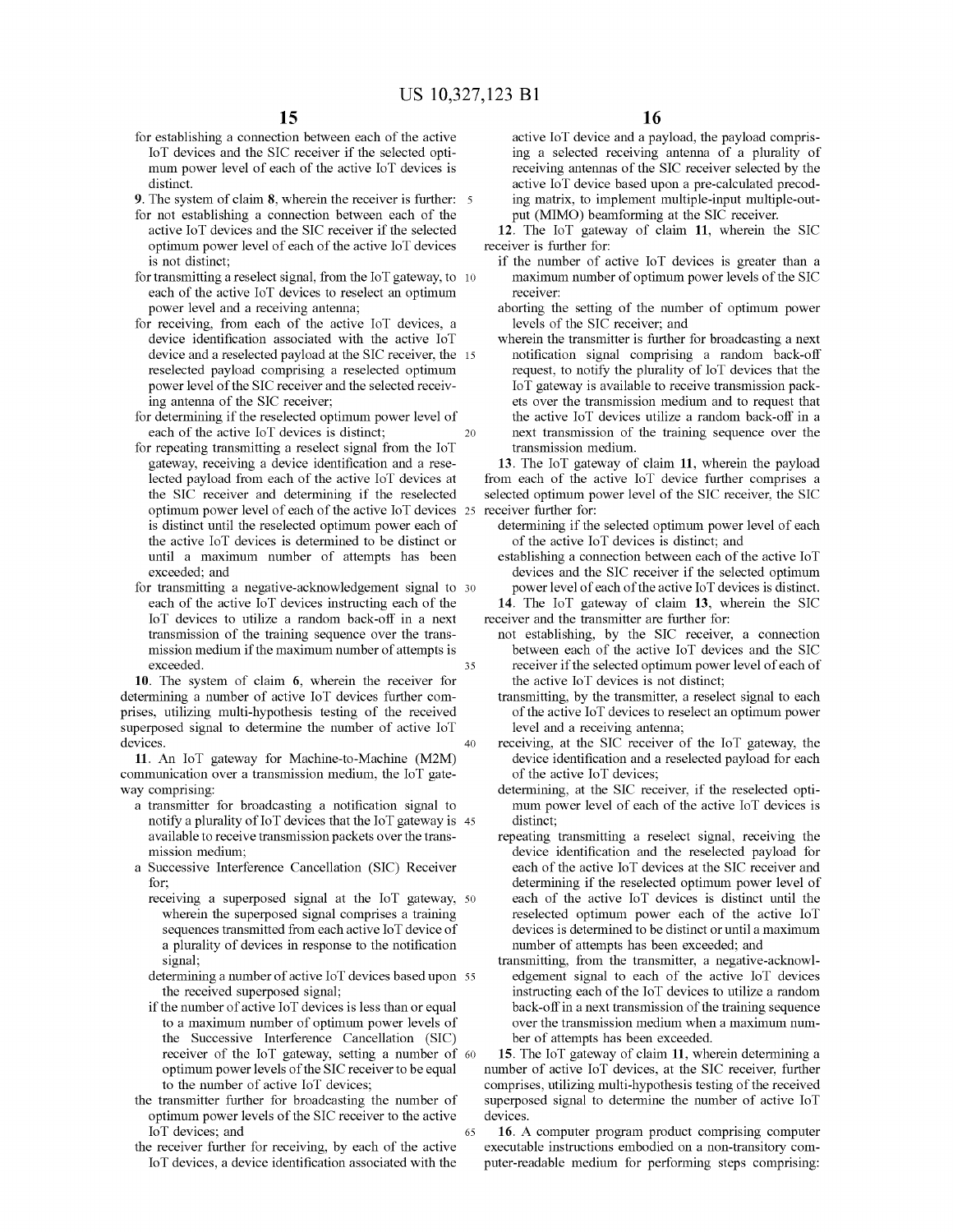for establishing a connection between each of the active IoT devices and the SIC receiver if the selected optimum power level of each of the active IoT devices is distinct.

**9**. The system of claim **8**, wherein the receiver is further:

for not establishing a connection between each of the active IoT devices and the SIC receiver if the selected optimum power level of each of the active IoT devices is not distinct;

for transmitting a reselect signal, from the IoT gateway, to each of the active IoT devices to reselect an optimum power level and a receiving antenna;

for receiving, from each of the active IoT devices, a device identification associated with the active IoT device and a reselected payload at the SIC receiver, the reselected payload comprising a reselected optimum power level of the SIC receiver and the selected receiving antenna of the SIC receiver;

for determining if the reselected optimum power level of each of the active IoT devices is distinct;

for repeating transmitting a reselect signal from the IoT gateway, receiving a device identification and a reselected payload from each of the active IoT devices at the SIC receiver and determining if the reselected optimum power level of each of the active IoT devices is distinct until the reselected optimum power each of the active IoT devices is determined to be distinct or until a maximum number of attempts has been exceeded; and

for transmitting a negative-acknowledgement signal to each of the active IoT devices instructing each of the IoT devices to utilize a random back-off in a next transmission of the training sequence over the transmission medium if the maximum number of attempts is exceeded.

**10**. The system of claim **6**, wherein the receiver for determining a number of active IoT devices further comprises, utilizing multi-hypothesis testing of the received superposed signal to determine the number of active IoT devices.

**11**. An IoT gateway for Machine-to-Machine (M2M) communication over a transmission medium, the IoT gateway comprising:

a transmitter for broadcasting a notification signal to notify a plurality of IoT devices that the IoT gateway is available to receive transmission packets over the transmission medium;

a Successive Interference Cancellation (SIC) Receiver for;

receiving a superposed signal at the IoT gateway, wherein the superposed signal comprises a training sequences transmitted from each active IoT device of a plurality of devices in response to the notification signal;

determining a number of active IoT devices based upon the received superposed signal;

if the number of active IoT devices is less than or equal to a maximum number of optimum power levels of the Successive Interference Cancellation (SIC) receiver of the IoT gateway, setting a number of optimum power levels of the SIC receiver to be equal to the number of active IoT devices;

the transmitter further for broadcasting the number of optimum power levels of the SIC receiver to the active IoT devices; and

the receiver further for receiving, by each of the active IoT devices, a device identification associated with the active IoT device and a payload, the payload comprising a selected receiving antenna of a plurality of receiving antennas of the SIC receiver selected by the active IoT device based upon a pre-calculated precoding matrix, to implement multiple-input multiple-output (MIMO) beamforming at the SIC receiver.

**12**. The IoT gateway of claim **11**, wherein the SIC receiver is further for:

if the number of active IoT devices is greater than a maximum number of optimum power levels of the SIC receiver:

aborting the setting of the number of optimum power levels of the SIC receiver; and

wherein the transmitter is further for broadcasting a next notification signal comprising a random back-off request, to notify the plurality of IoT devices that the IoT gateway is available to receive transmission packets over the transmission medium and to request that the active IoT devices utilize a random back-off in a next transmission of the training sequence over the transmission medium.

**13**. The IoT gateway of claim **11**, wherein the payload from each of the active IoT device further comprises a selected optimum power level of the SIC receiver, the SIC receiver further for:

determining if the selected optimum power level of each of the active IoT devices is distinct; and

establishing a connection between each of the active IoT devices and the SIC receiver if the selected optimum power level of each of the active IoT devices is distinct.

**14**. The IoT gateway of claim **13**, wherein the SIC receiver and the transmitter are further for:

not establishing, by the SIC receiver, a connection between each of the active IoT devices and the SIC receiver if the selected optimum power level of each of the active IoT devices is not distinct;

transmitting, by the transmitter, a reselect signal to each of the active IoT devices to reselect an optimum power level and a receiving antenna;

receiving, at the SIC receiver of the IoT gateway, the device identification and a reselected payload for each of the active IoT devices;

determining, at the SIC receiver, if the reselected optimum power level of each of the active IoT devices is distinct;

repeating transmitting a reselect signal, receiving the device identification and the reselected payload for each of the active IoT devices at the SIC receiver and determining if the reselected optimum power level of each of the active IoT devices is distinct until the reselected optimum power each of the active IoT devices is determined to be distinct or until a maximum number of attempts has been exceeded; and

transmitting, from the transmitter, a negative-acknowledgement signal to each of the active IoT devices instructing each of the IoT devices to utilize a random back-off in a next transmission of the training sequence over the transmission medium when a maximum number of attempts has been exceeded.

**15**. The IoT gateway of claim **11**, wherein determining a number of active IoT devices, at the SIC receiver, further comprises, utilizing multi-hypothesis testing of the received superposed signal to determine the number of active IoT devices.

**16**. A computer program product comprising computer executable instructions embodied on a non-transitory computer-readable medium for performing steps comprising: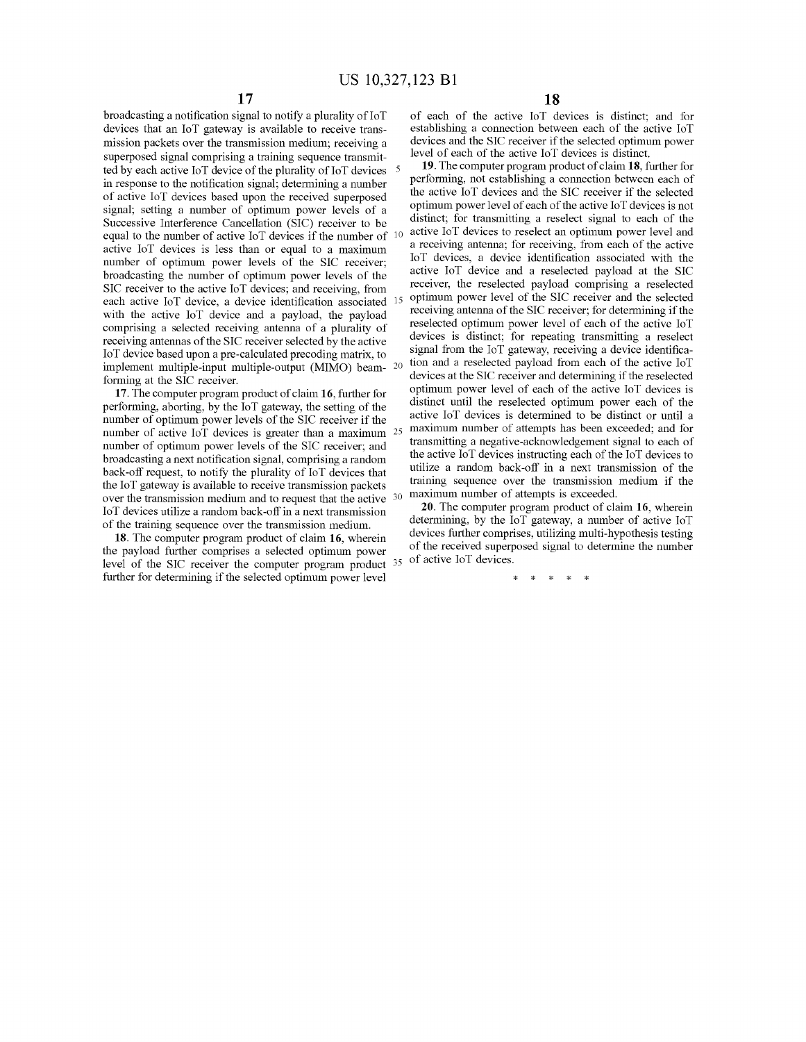broadcasting a notification signal to notify a plurality of IoT devices that an IoT gateway is available to receive transmission packets over the transmission medium; receiving a superposed signal comprising a training sequence transmitted by each active IoT device of the plurality of IoT devices in response to the notification signal; determining a number of active IoT devices based upon the received superposed signal; setting a number of optimum power levels of a Successive Interference Cancellation (SIC) receiver to be equal to the number of active IoT devices if the number of active IoT devices is less than or equal to a maximum number of optimum power levels of the SIC receiver; broadcasting the number of optimum power levels of the SIC receiver to the active IoT devices; and receiving, from each active IoT device, a device identification associated with the active IoT device and a payload, the payload comprising a selected receiving antenna of a plurality of receiving antennas of the SIC receiver selected by the active IoT device based upon a pre-calculated precoding matrix, to implement multiple-input multiple-output (MIMO) beamforming at the SIC receiver.

**17**. The computer program product of claim **16**, further for performing, aborting, by the IoT gateway, the setting of the number of optimum power levels of the SIC receiver if the number of active IoT devices is greater than a maximum number of optimum power levels of the SIC receiver; and broadcasting a next notification signal, comprising a random back-off request, to notify the plurality of IoT devices that the IoT gateway is available to receive transmission packets over the transmission medium and to request that the active IoT devices utilize a random back-off in a next transmission of the training sequence over the transmission medium.

**18**. The computer program product of claim **16**, wherein the payload further comprises a selected optimum power level of the SIC receiver the computer program product further for determining if the selected optimum power level of each of the active IoT devices is distinct; and for establishing a connection between each of the active IoT devices and the SIC receiver if the selected optimum power level of each of the active IoT devices is distinct.

**19**. The computer program product of claim **18**, further for performing, not establishing a connection between each of the active IoT devices and the SIC receiver if the selected optimum power level of each of the active IoT devices is not distinct; for transmitting a reselect signal to each of the active IoT devices to reselect an optimum power level and a receiving antenna; for receiving, from each of the active IoT devices, a device identification associated with the active IoT device and a reselected payload at the SIC receiver, the reselected payload comprising a reselected optimum power level of the SIC receiver and the selected receiving antenna of the SIC receiver; for determining if the reselected optimum power level of each of the active IoT devices is distinct; for repeating transmitting a reselect signal from the IoT gateway, receiving a device identification and a reselected payload from each of the active IoT devices at the SIC receiver and determining if the reselected optimum power level of each of the active IoT devices is distinct until the reselected optimum power each of the active IoT devices is determined to be distinct or until a maximum number of attempts has been exceeded; and for transmitting a negative-acknowledgement signal to each of the active IoT devices instructing each of the IoT devices to utilize a random back-off in a next transmission of the training sequence over the transmission medium if the maximum number of attempts is exceeded.

**20**. The computer program product of claim **16**, wherein determining, by the IoT gateway, a number of active IoT devices further comprises, utilizing multi-hypothesis testing of the received superposed signal to determine the number of active IoT devices.

* * * * *